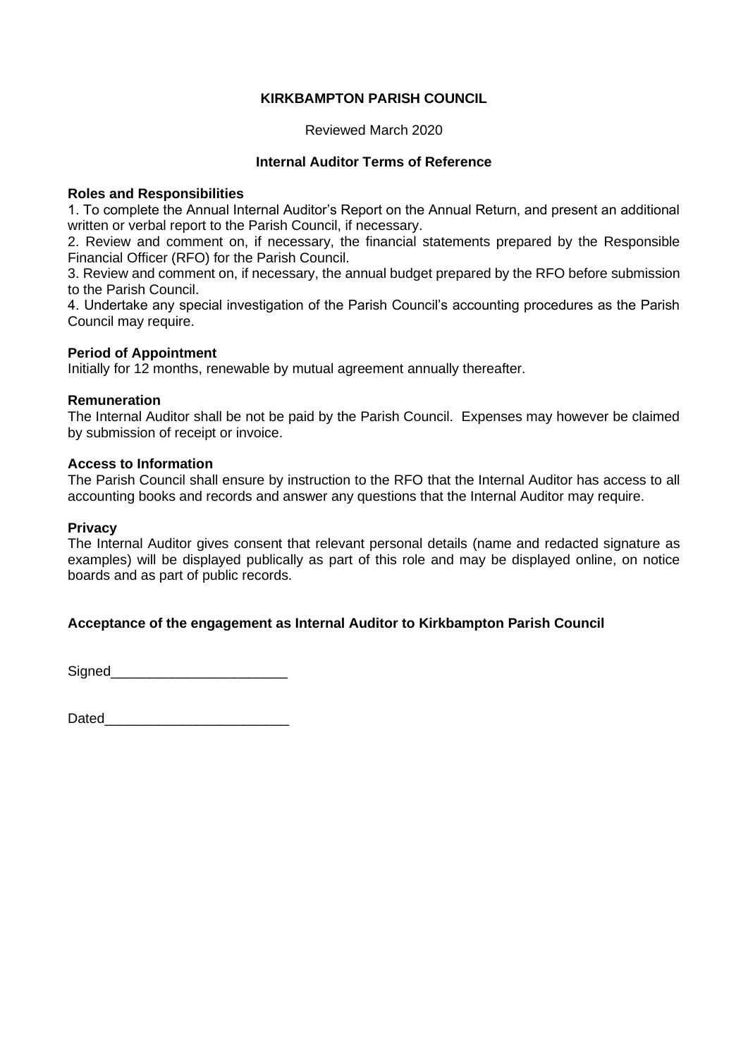**KIRKBAMPTON PARISH COUNCIL**

Reviewed March 2020

**Internal Auditor Terms of Reference**

**Roles and Responsibilities**

1. To complete the Annual Internal Auditor's Report on the Annual Return, and present an additional written or verbal report to the Parish Council, if necessary.
2. Review and comment on, if necessary, the financial statements prepared by the Responsible Financial Officer (RFO) for the Parish Council.
3. Review and comment on, if necessary, the annual budget prepared by the RFO before submission to the Parish Council.
4. Undertake any special investigation of the Parish Council's accounting procedures as the Parish Council may require.

**Period of Appointment**

Initially for 12 months, renewable by mutual agreement annually thereafter.

**Remuneration**

The Internal Auditor shall be not be paid by the Parish Council. Expenses may however be claimed by submission of receipt or invoice.

**Access to Information**

The Parish Council shall ensure by instruction to the RFO that the Internal Auditor has access to all accounting books and records and answer any questions that the Internal Auditor may require.

**Privacy**

The Internal Auditor gives consent that relevant personal details (name and redacted signature as examples) will be displayed publically as part of this role and may be displayed online, on notice boards and as part of public records.

**Acceptance of the engagement as Internal Auditor to Kirkbampton Parish Council**

Signed_______________________

Dated________________________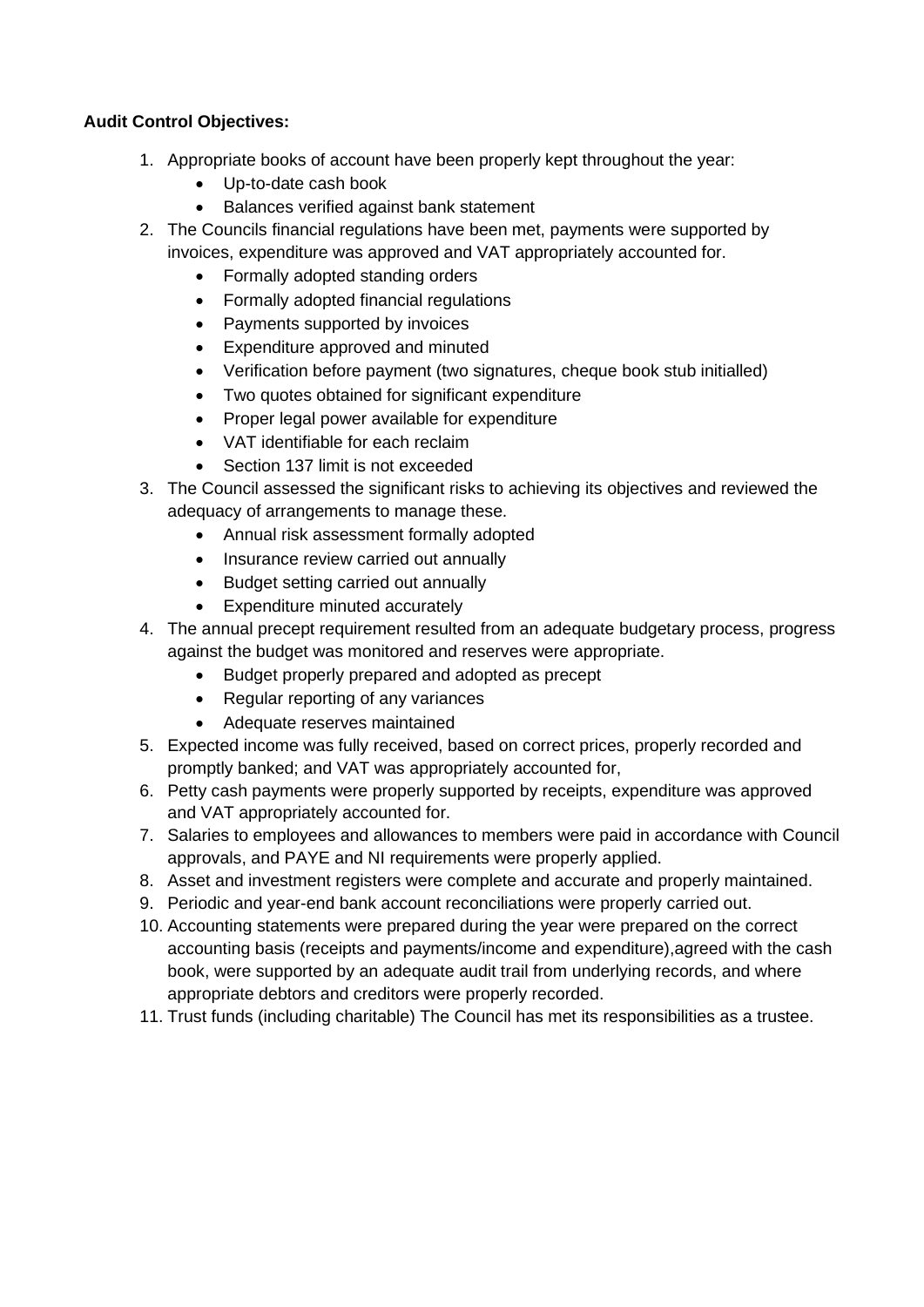**Audit Control Objectives:**

1. Appropriate books of account have been properly kept throughout the year:
   - Up-to-date cash book
   - Balances verified against bank statement
2. The Councils financial regulations have been met, payments were supported by invoices, expenditure was approved and VAT appropriately accounted for.
   - Formally adopted standing orders
   - Formally adopted financial regulations
   - Payments supported by invoices
   - Expenditure approved and minuted
   - Verification before payment (two signatures, cheque book stub initialled)
   - Two quotes obtained for significant expenditure
   - Proper legal power available for expenditure
   - VAT identifiable for each reclaim
   - Section 137 limit is not exceeded
3. The Council assessed the significant risks to achieving its objectives and reviewed the adequacy of arrangements to manage these.
   - Annual risk assessment formally adopted
   - Insurance review carried out annually
   - Budget setting carried out annually
   - Expenditure minuted accurately
4. The annual precept requirement resulted from an adequate budgetary process, progress against the budget was monitored and reserves were appropriate.
   - Budget properly prepared and adopted as precept
   - Regular reporting of any variances
   - Adequate reserves maintained
5. Expected income was fully received, based on correct prices, properly recorded and promptly banked; and VAT was appropriately accounted for,
6. Petty cash payments were properly supported by receipts, expenditure was approved and VAT appropriately accounted for.
7. Salaries to employees and allowances to members were paid in accordance with Council approvals, and PAYE and NI requirements were properly applied.
8. Asset and investment registers were complete and accurate and properly maintained.
9. Periodic and year-end bank account reconciliations were properly carried out.
10. Accounting statements were prepared during the year were prepared on the correct accounting basis (receipts and payments/income and expenditure),agreed with the cash book, were supported by an adequate audit trail from underlying records, and where appropriate debtors and creditors were properly recorded.
11. Trust funds (including charitable) The Council has met its responsibilities as a trustee.